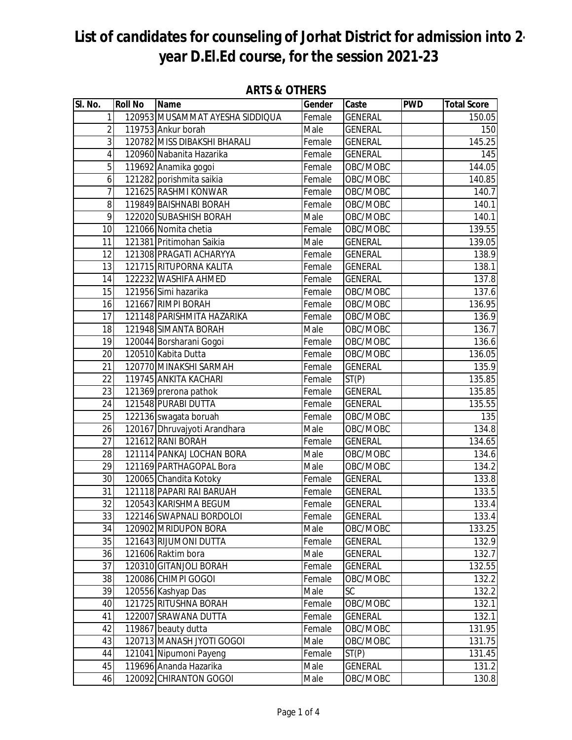# List of candidates for counseling of Jorhat District for admission into 2-year D.El.Ed course, for the session 2021-23

## ARTS & OTHERS

| Sl. No. | Roll No | Name | Gender | Caste | PWD | Total Score |
|---|---|---|---|---|---|---|
| 1 | 120953 | MUSAMMAT AYESHA SIDDIQUA | Female | GENERAL | | 150.05 |
| 2 | 119753 | Ankur borah | Male | GENERAL | | 150 |
| 3 | 120782 | MISS DIBAKSHI BHARALI | Female | GENERAL | | 145.25 |
| 4 | 120960 | Nabanita Hazarika | Female | GENERAL | | 145 |
| 5 | 119692 | Anamika gogoi | Female | OBC/MOBC | | 144.05 |
| 6 | 121282 | porishmita saikia | Female | OBC/MOBC | | 140.85 |
| 7 | 121625 | RASHMI KONWAR | Female | OBC/MOBC | | 140.7 |
| 8 | 119849 | BAISHNABI BORAH | Female | OBC/MOBC | | 140.1 |
| 9 | 122020 | SUBASHISH BORAH | Male | OBC/MOBC | | 140.1 |
| 10 | 121066 | Nomita chetia | Female | OBC/MOBC | | 139.55 |
| 11 | 121381 | Pritimohan Saikia | Male | GENERAL | | 139.05 |
| 12 | 121308 | PRAGATI ACHARYYA | Female | GENERAL | | 138.9 |
| 13 | 121715 | RITUPORNA KALITA | Female | GENERAL | | 138.1 |
| 14 | 122232 | WASHIFA AHMED | Female | GENERAL | | 137.8 |
| 15 | 121956 | Simi hazarika | Female | OBC/MOBC | | 137.6 |
| 16 | 121667 | RIMPI BORAH | Female | OBC/MOBC | | 136.95 |
| 17 | 121148 | PARISHMITA HAZARIKA | Female | OBC/MOBC | | 136.9 |
| 18 | 121948 | SIMANTA BORAH | Male | OBC/MOBC | | 136.7 |
| 19 | 120044 | Borsharani Gogoi | Female | OBC/MOBC | | 136.6 |
| 20 | 120510 | Kabita Dutta | Female | OBC/MOBC | | 136.05 |
| 21 | 120770 | MINAKSHI SARMAH | Female | GENERAL | | 135.9 |
| 22 | 119745 | ANKITA KACHARI | Female | ST(P) | | 135.85 |
| 23 | 121369 | prerona pathok | Female | GENERAL | | 135.85 |
| 24 | 121548 | PURABI DUTTA | Female | GENERAL | | 135.55 |
| 25 | 122136 | swagata boruah | Female | OBC/MOBC | | 135 |
| 26 | 120167 | Dhruvajyoti Arandhara | Male | OBC/MOBC | | 134.8 |
| 27 | 121612 | RANI BORAH | Female | GENERAL | | 134.65 |
| 28 | 121114 | PANKAJ LOCHAN BORA | Male | OBC/MOBC | | 134.6 |
| 29 | 121169 | PARTHAGOPAL Bora | Male | OBC/MOBC | | 134.2 |
| 30 | 120065 | Chandita Kotoky | Female | GENERAL | | 133.8 |
| 31 | 121118 | PAPARI RAI BARUAH | Female | GENERAL | | 133.5 |
| 32 | 120543 | KARISHMA BEGUM | Female | GENERAL | | 133.4 |
| 33 | 122146 | SWAPNALI BORDOLOI | Female | GENERAL | | 133.4 |
| 34 | 120902 | MRIDUPON BORA | Male | OBC/MOBC | | 133.25 |
| 35 | 121643 | RIJUMONI DUTTA | Female | GENERAL | | 132.9 |
| 36 | 121606 | Raktim bora | Male | GENERAL | | 132.7 |
| 37 | 120310 | GITANJOLI BORAH | Female | GENERAL | | 132.55 |
| 38 | 120086 | CHIMPI GOGOI | Female | OBC/MOBC | | 132.2 |
| 39 | 120556 | Kashyap Das | Male | SC | | 132.2 |
| 40 | 121725 | RITUSHNA BORAH | Female | OBC/MOBC | | 132.1 |
| 41 | 122007 | SRAWANA DUTTA | Female | GENERAL | | 132.1 |
| 42 | 119867 | beauty dutta | Female | OBC/MOBC | | 131.95 |
| 43 | 120713 | MANASH JYOTI GOGOI | Male | OBC/MOBC | | 131.75 |
| 44 | 121041 | Nipumoni Payeng | Female | ST(P) | | 131.45 |
| 45 | 119696 | Ananda Hazarika | Male | GENERAL | | 131.2 |
| 46 | 120092 | CHIRANTON GOGOI | Male | OBC/MOBC | | 130.8 |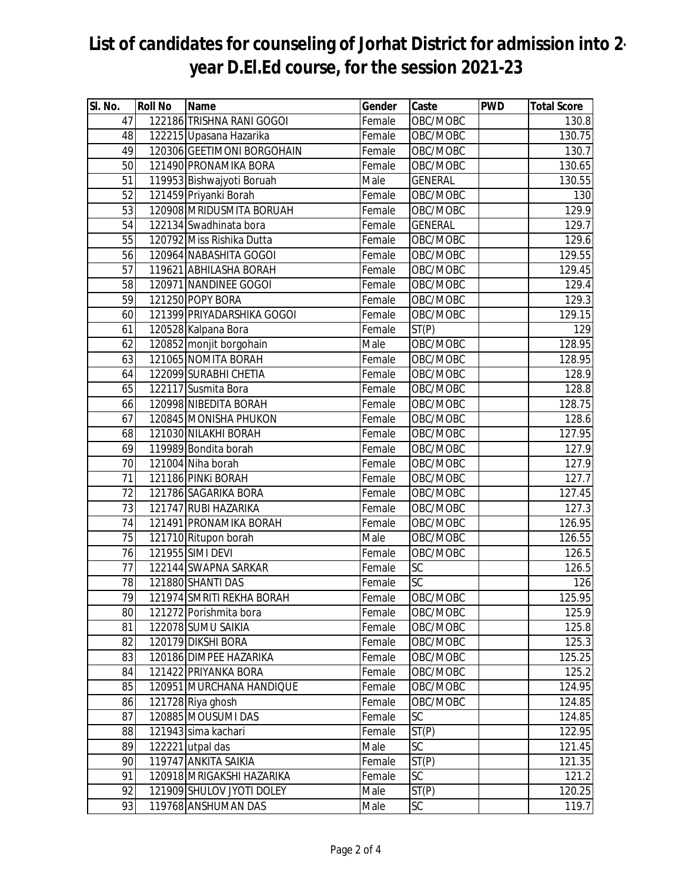# List of candidates for counseling of Jorhat District for admission into 2-year D.El.Ed course, for the session 2021-23

| Sl. No. | Roll No | Name | Gender | Caste | PWD | Total Score |
|---|---|---|---|---|---|---|
| 47 | 122186 | TRISHNA RANI GOGOI | Female | OBC/MOBC | | 130.8 |
| 48 | 122215 | Upasana Hazarika | Female | OBC/MOBC | | 130.75 |
| 49 | 120306 | GEETIMONI BORGOHAIN | Female | OBC/MOBC | | 130.7 |
| 50 | 121490 | PRONAMIKA BORA | Female | OBC/MOBC | | 130.65 |
| 51 | 119953 | Bishwajyoti Boruah | Male | GENERAL | | 130.55 |
| 52 | 121459 | Priyanki Borah | Female | OBC/MOBC | | 130 |
| 53 | 120908 | MRIDUSMITA BORUAH | Female | OBC/MOBC | | 129.9 |
| 54 | 122134 | Swadhinata bora | Female | GENERAL | | 129.7 |
| 55 | 120792 | Miss Rishika Dutta | Female | OBC/MOBC | | 129.6 |
| 56 | 120964 | NABASHITA GOGOI | Female | OBC/MOBC | | 129.55 |
| 57 | 119621 | ABHILASHA BORAH | Female | OBC/MOBC | | 129.45 |
| 58 | 120971 | NANDINEE GOGOI | Female | OBC/MOBC | | 129.4 |
| 59 | 121250 | POPY BORA | Female | OBC/MOBC | | 129.3 |
| 60 | 121399 | PRIYADARSHIKA GOGOI | Female | OBC/MOBC | | 129.15 |
| 61 | 120528 | Kalpana Bora | Female | ST(P) | | 129 |
| 62 | 120852 | monjit borgohain | Male | OBC/MOBC | | 128.95 |
| 63 | 121065 | NOMITA BORAH | Female | OBC/MOBC | | 128.95 |
| 64 | 122099 | SURABHI CHETIA | Female | OBC/MOBC | | 128.9 |
| 65 | 122117 | Susmita Bora | Female | OBC/MOBC | | 128.8 |
| 66 | 120998 | NIBEDITA BORAH | Female | OBC/MOBC | | 128.75 |
| 67 | 120845 | MONISHA PHUKON | Female | OBC/MOBC | | 128.6 |
| 68 | 121030 | NILAKHI BORAH | Female | OBC/MOBC | | 127.95 |
| 69 | 119989 | Bondita borah | Female | OBC/MOBC | | 127.9 |
| 70 | 121004 | Niha borah | Female | OBC/MOBC | | 127.9 |
| 71 | 121186 | PINKi BORAH | Female | OBC/MOBC | | 127.7 |
| 72 | 121786 | SAGARIKA BORA | Female | OBC/MOBC | | 127.45 |
| 73 | 121747 | RUBI HAZARIKA | Female | OBC/MOBC | | 127.3 |
| 74 | 121491 | PRONAMIKA BORAH | Female | OBC/MOBC | | 126.95 |
| 75 | 121710 | Ritupon borah | Male | OBC/MOBC | | 126.55 |
| 76 | 121955 | SIMI DEVI | Female | OBC/MOBC | | 126.5 |
| 77 | 122144 | SWAPNA SARKAR | Female | SC | | 126.5 |
| 78 | 121880 | SHANTI DAS | Female | SC | | 126 |
| 79 | 121974 | SMRITI REKHA BORAH | Female | OBC/MOBC | | 125.95 |
| 80 | 121272 | Porishmita bora | Female | OBC/MOBC | | 125.9 |
| 81 | 122078 | SUMU SAIKIA | Female | OBC/MOBC | | 125.8 |
| 82 | 120179 | DIKSHI BORA | Female | OBC/MOBC | | 125.3 |
| 83 | 120186 | DIMPEE HAZARIKA | Female | OBC/MOBC | | 125.25 |
| 84 | 121422 | PRIYANKA BORA | Female | OBC/MOBC | | 125.2 |
| 85 | 120951 | MURCHANA HANDIQUE | Female | OBC/MOBC | | 124.95 |
| 86 | 121728 | Riya ghosh | Female | OBC/MOBC | | 124.85 |
| 87 | 120885 | MOUSUMI DAS | Female | SC | | 124.85 |
| 88 | 121943 | sima kachari | Female | ST(P) | | 122.95 |
| 89 | 122221 | utpal das | Male | SC | | 121.45 |
| 90 | 119747 | ANKITA SAIKIA | Female | ST(P) | | 121.35 |
| 91 | 120918 | MRIGAKSHI HAZARIKA | Female | SC | | 121.2 |
| 92 | 121909 | SHULOV JYOTI DOLEY | Male | ST(P) | | 120.25 |
| 93 | 119768 | ANSHUMAN DAS | Male | SC | | 119.7 |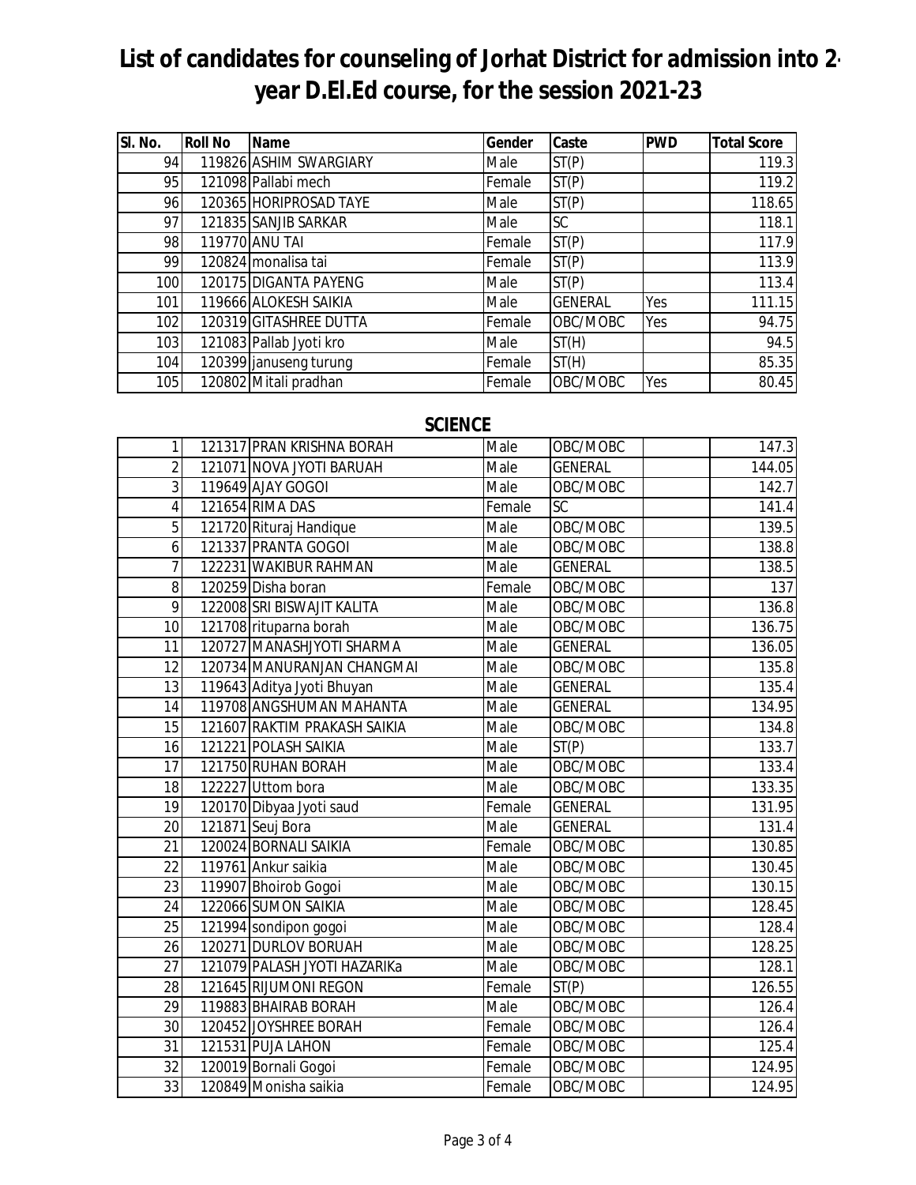# List of candidates for counseling of Jorhat District for admission into 2-year D.El.Ed course, for the session 2021-23

| Sl. No. | Roll No | Name | Gender | Caste | PWD | Total Score |
|---|---|---|---|---|---|---|
| 94 | 119826 | ASHIM SWARGIARY | Male | ST(P) | | 119.3 |
| 95 | 121098 | Pallabi mech | Female | ST(P) | | 119.2 |
| 96 | 120365 | HORIPROSAD TAYE | Male | ST(P) | | 118.65 |
| 97 | 121835 | SANJIB SARKAR | Male | SC | | 118.1 |
| 98 | 119770 | ANU TAI | Female | ST(P) | | 117.9 |
| 99 | 120824 | monalisa tai | Female | ST(P) | | 113.9 |
| 100 | 120175 | DIGANTA PAYENG | Male | ST(P) | | 113.4 |
| 101 | 119666 | ALOKESH SAIKIA | Male | GENERAL | Yes | 111.15 |
| 102 | 120319 | GITASHREE DUTTA | Female | OBC/MOBC | Yes | 94.75 |
| 103 | 121083 | Pallab Jyoti kro | Male | ST(H) | | 94.5 |
| 104 | 120399 | januseng turung | Female | ST(H) | | 85.35 |
| 105 | 120802 | Mitali pradhan | Female | OBC/MOBC | Yes | 80.45 |

## SCIENCE

| Sl. No. | Roll No | Name | Gender | Caste | PWD | Total Score |
|---|---|---|---|---|---|---|
| 1 | 121317 | PRAN KRISHNA BORAH | Male | OBC/MOBC | | 147.3 |
| 2 | 121071 | NOVA JYOTI BARUAH | Male | GENERAL | | 144.05 |
| 3 | 119649 | AJAY GOGOI | Male | OBC/MOBC | | 142.7 |
| 4 | 121654 | RIMA DAS | Female | SC | | 141.4 |
| 5 | 121720 | Rituraj Handique | Male | OBC/MOBC | | 139.5 |
| 6 | 121337 | PRANTA GOGOI | Male | OBC/MOBC | | 138.8 |
| 7 | 122231 | WAKIBUR RAHMAN | Male | GENERAL | | 138.5 |
| 8 | 120259 | Disha boran | Female | OBC/MOBC | | 137 |
| 9 | 122008 | SRI BISWAJIT KALITA | Male | OBC/MOBC | | 136.8 |
| 10 | 121708 | rituparna borah | Male | OBC/MOBC | | 136.75 |
| 11 | 120727 | MANASHJYOTI SHARMA | Male | GENERAL | | 136.05 |
| 12 | 120734 | MANURANJAN CHANGMAI | Male | OBC/MOBC | | 135.8 |
| 13 | 119643 | Aditya Jyoti Bhuyan | Male | GENERAL | | 135.4 |
| 14 | 119708 | ANGSHUMAN MAHANTA | Male | GENERAL | | 134.95 |
| 15 | 121607 | RAKTIM PRAKASH SAIKIA | Male | OBC/MOBC | | 134.8 |
| 16 | 121221 | POLASH SAIKIA | Male | ST(P) | | 133.7 |
| 17 | 121750 | RUHAN BORAH | Male | OBC/MOBC | | 133.4 |
| 18 | 122227 | Uttom bora | Male | OBC/MOBC | | 133.35 |
| 19 | 120170 | Dibyaa Jyoti saud | Female | GENERAL | | 131.95 |
| 20 | 121871 | Seuj Bora | Male | GENERAL | | 131.4 |
| 21 | 120024 | BORNALI SAIKIA | Female | OBC/MOBC | | 130.85 |
| 22 | 119761 | Ankur saikia | Male | OBC/MOBC | | 130.45 |
| 23 | 119907 | Bhoirob Gogoi | Male | OBC/MOBC | | 130.15 |
| 24 | 122066 | SUMON SAIKIA | Male | OBC/MOBC | | 128.45 |
| 25 | 121994 | sondipon gogoi | Male | OBC/MOBC | | 128.4 |
| 26 | 120271 | DURLOV BORUAH | Male | OBC/MOBC | | 128.25 |
| 27 | 121079 | PALASH JYOTI HAZARIKa | Male | OBC/MOBC | | 128.1 |
| 28 | 121645 | RIJUMONI REGON | Female | ST(P) | | 126.55 |
| 29 | 119883 | BHAIRAB BORAH | Male | OBC/MOBC | | 126.4 |
| 30 | 120452 | JOYSHREE BORAH | Female | OBC/MOBC | | 126.4 |
| 31 | 121531 | PUJA LAHON | Female | OBC/MOBC | | 125.4 |
| 32 | 120019 | Bornali Gogoi | Female | OBC/MOBC | | 124.95 |
| 33 | 120849 | Monisha saikia | Female | OBC/MOBC | | 124.95 |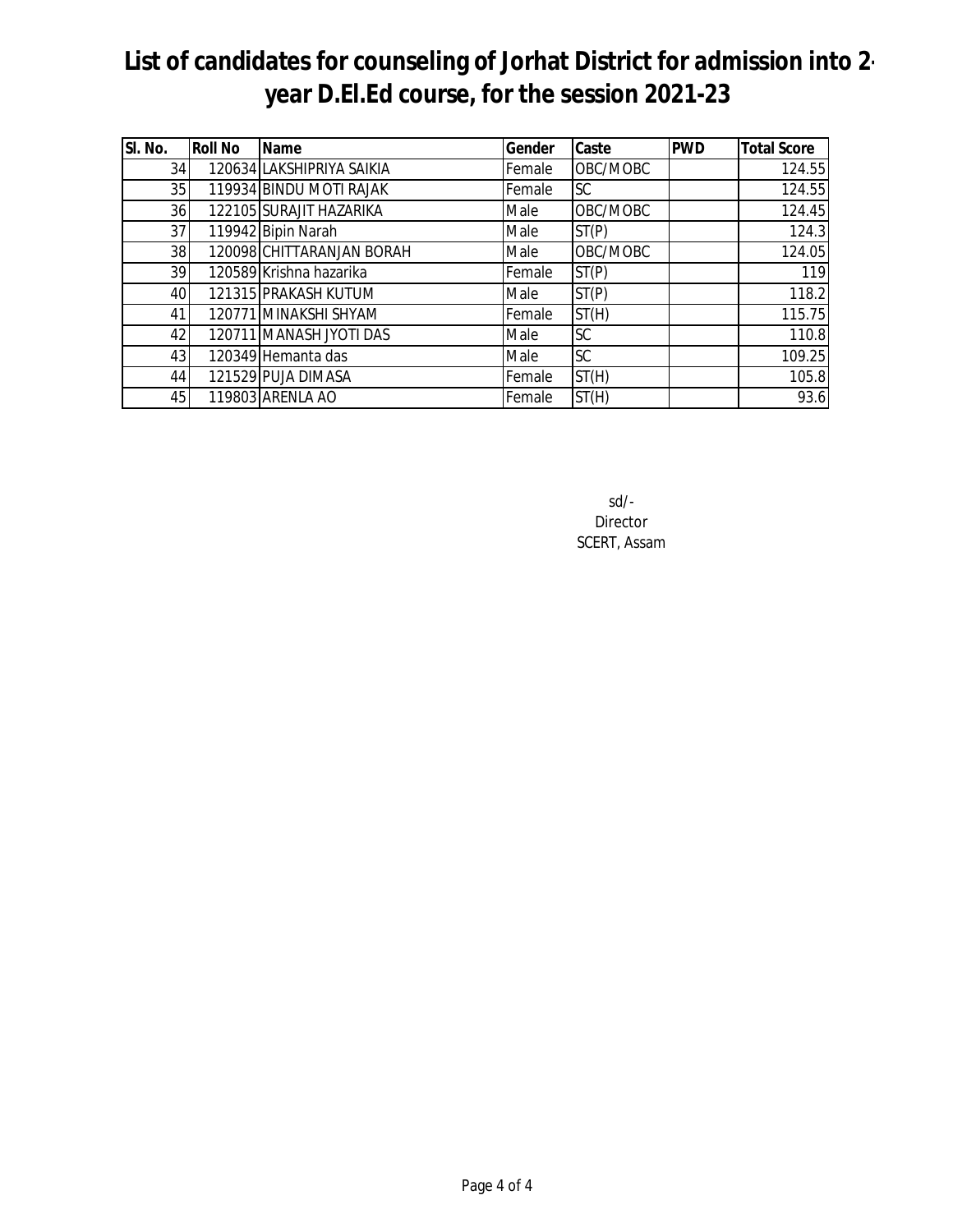# List of candidates for counseling of Jorhat District for admission into 2-year D.El.Ed course, for the session 2021-23

| Sl. No. | Roll No | Name | Gender | Caste | PWD | Total Score |
|---|---|---|---|---|---|---|
| 34 | 120634 | LAKSHIPRIYA SAIKIA | Female | OBC/MOBC | | 124.55 |
| 35 | 119934 | BINDU MOTI RAJAK | Female | SC | | 124.55 |
| 36 | 122105 | SURAJIT HAZARIKA | Male | OBC/MOBC | | 124.45 |
| 37 | 119942 | Bipin Narah | Male | ST(P) | | 124.3 |
| 38 | 120098 | CHITTARANJAN BORAH | Male | OBC/MOBC | | 124.05 |
| 39 | 120589 | Krishna hazarika | Female | ST(P) | | 119 |
| 40 | 121315 | PRAKASH KUTUM | Male | ST(P) | | 118.2 |
| 41 | 120771 | MINAKSHI SHYAM | Female | ST(H) | | 115.75 |
| 42 | 120711 | MANASH JYOTI DAS | Male | SC | | 110.8 |
| 43 | 120349 | Hemanta das | Male | SC | | 109.25 |
| 44 | 121529 | PUJA DIMASA | Female | ST(H) | | 105.8 |
| 45 | 119803 | ARENLA AO | Female | ST(H) | | 93.6 |

sd/-
Director
SCERT, Assam